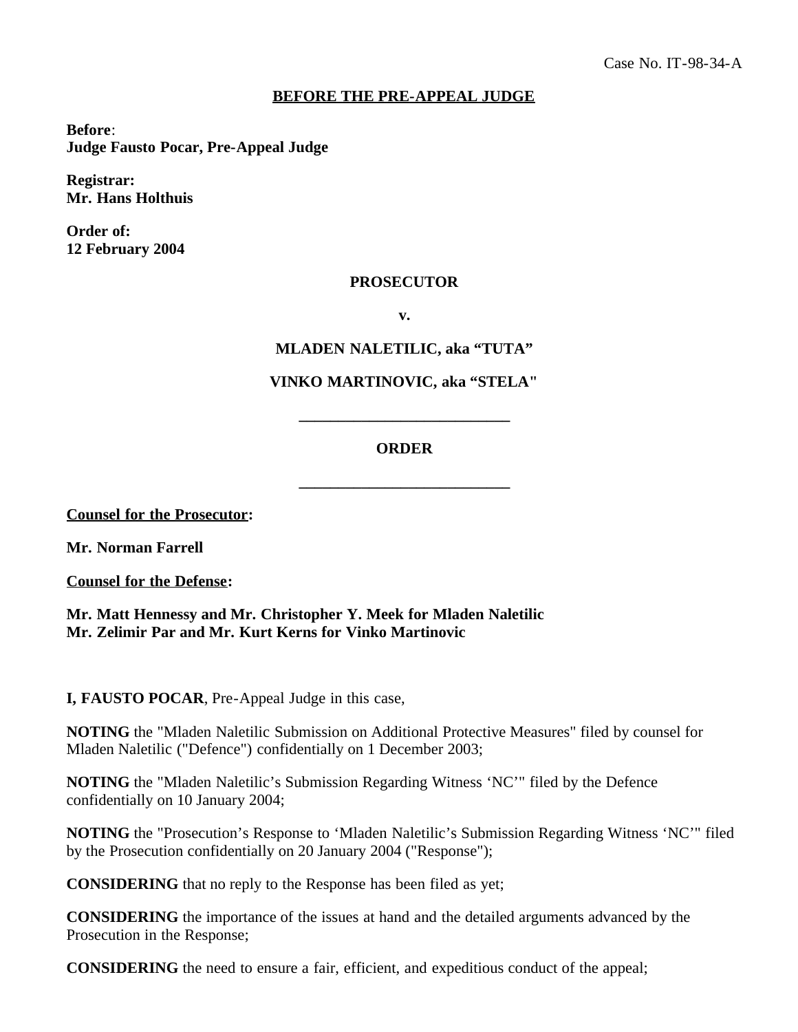Case No. IT-98-34-A

**BEFORE THE PRE-APPEAL JUDGE**

**Before**:
**Judge Fausto Pocar, Pre-Appeal Judge**

**Registrar:**
**Mr. Hans Holthuis**

**Order of:**
**12 February 2004**

**PROSECUTOR**

**v.**

**MLADEN NALETILIC, aka "TUTA"**

**VINKO MARTINOVIC, aka "STELA"**

---

**ORDER**

---

**Counsel for the Prosecutor:**

**Mr. Norman Farrell**

**Counsel for the Defense:**

**Mr. Matt Hennessy and Mr. Christopher Y. Meek for Mladen Naletilic**
**Mr. Zelimir Par and Mr. Kurt Kerns for Vinko Martinovic**

**I, FAUSTO POCAR**, Pre-Appeal Judge in this case,

**NOTING** the "Mladen Naletilic Submission on Additional Protective Measures" filed by counsel for Mladen Naletilic ("Defence") confidentially on 1 December 2003;

**NOTING** the "Mladen Naletilic's Submission Regarding Witness 'NC'" filed by the Defence confidentially on 10 January 2004;

**NOTING** the "Prosecution's Response to 'Mladen Naletilic's Submission Regarding Witness 'NC'" filed by the Prosecution confidentially on 20 January 2004 ("Response");

**CONSIDERING** that no reply to the Response has been filed as yet;

**CONSIDERING** the importance of the issues at hand and the detailed arguments advanced by the Prosecution in the Response;

**CONSIDERING** the need to ensure a fair, efficient, and expeditious conduct of the appeal;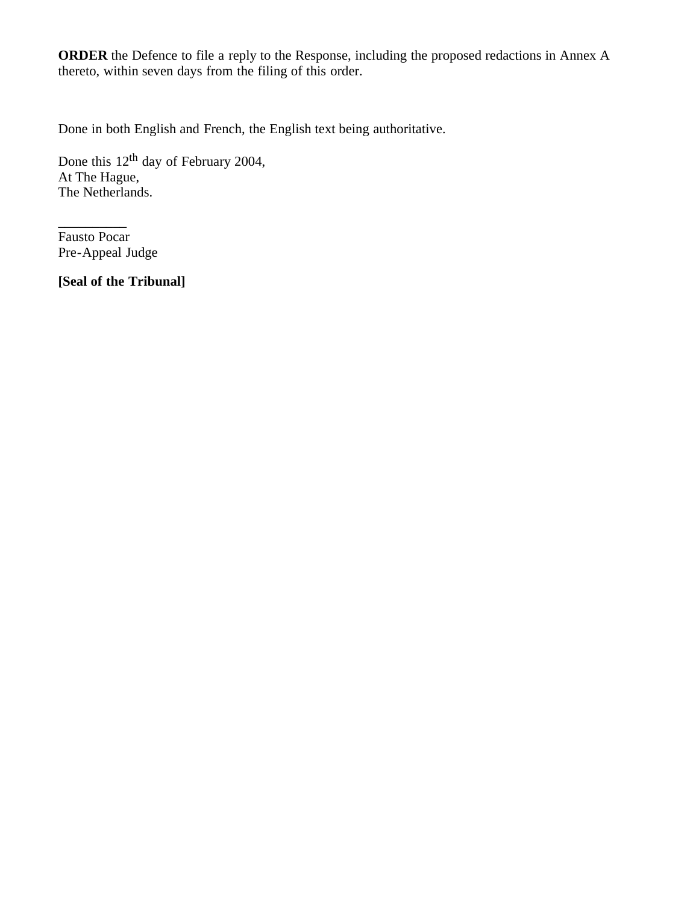**ORDER** the Defence to file a reply to the Response, including the proposed redactions in Annex A thereto, within seven days from the filing of this order.

Done in both English and French, the English text being authoritative.

Done this 12th day of February 2004,
At The Hague,
The Netherlands.

__________
Fausto Pocar
Pre-Appeal Judge

**[Seal of the Tribunal]**